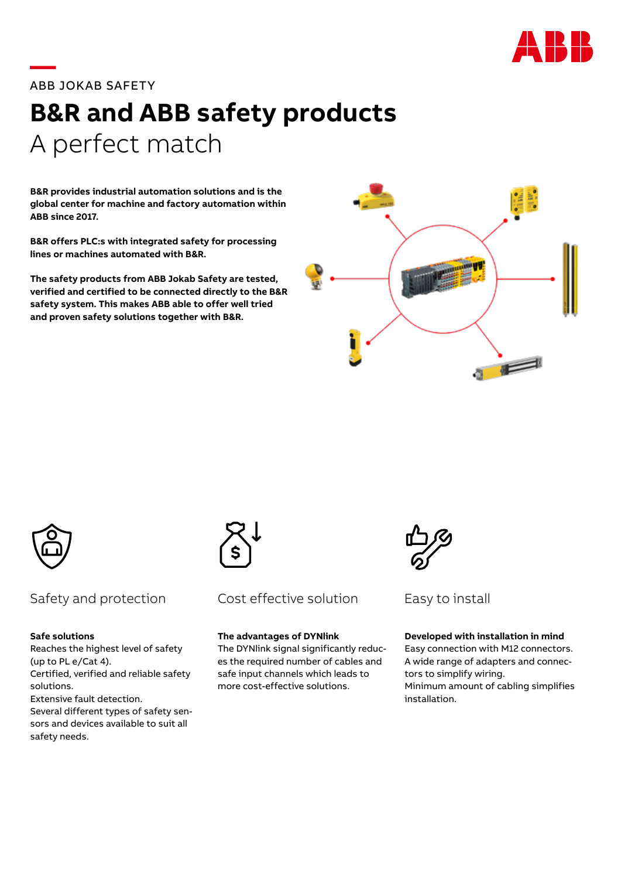ABB JOKAB SAFETY

# B&R and ABB safety products

## A perfect match

**B&R provides industrial automation solutions and is the global center for machine and factory automation within ABB since 2017.**

**B&R offers PLC:s with integrated safety for processing lines or machines automated with B&R.**

**The safety products from ABB Jokab Safety are tested, verified and certified to be connected directly to the B&R safety system. This makes ABB able to offer well tried and proven safety solutions together with B&R.**

### Safety and protection

**Safe solutions**
Reaches the highest level of safety (up to PL e/Cat 4).
Certified, verified and reliable safety solutions.
Extensive fault detection.
Several different types of safety sensors and devices available to suit all safety needs.

### Cost effective solution

**The advantages of DYNlink**
The DYNlink signal significantly reduces the required number of cables and safe input channels which leads to more cost-effective solutions.

### Easy to install

**Developed with installation in mind**
Easy connection with M12 connectors.
A wide range of adapters and connectors to simplify wiring.
Minimum amount of cabling simplifies installation.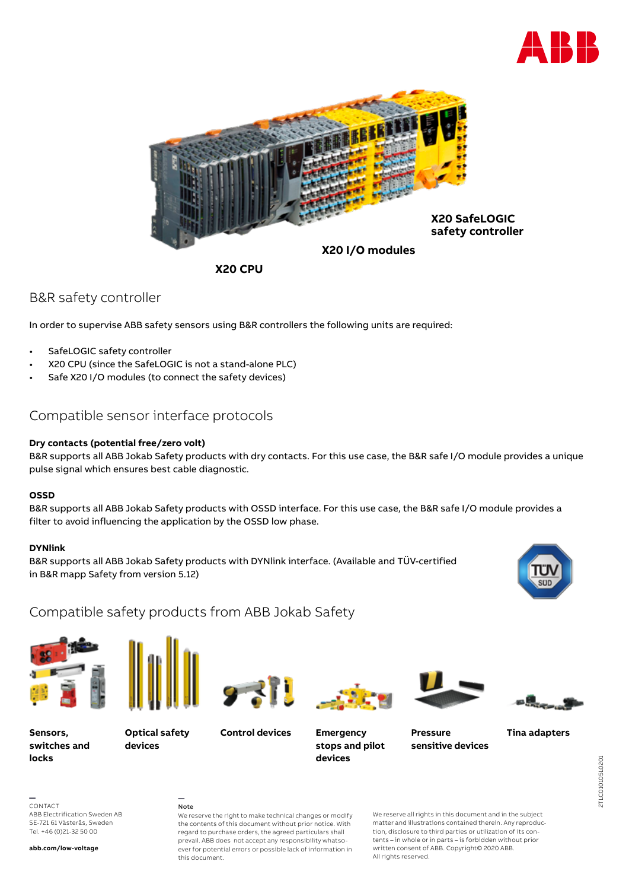X20 SafeLOGIC safety controller

X20 I/O modules

X20 CPU

## B&R safety controller

In order to supervise ABB safety sensors using B&R controllers the following units are required:

- SafeLOGIC safety controller
- X20 CPU (since the SafeLOGIC is not a stand-alone PLC)
- Safe X20 I/O modules (to connect the safety devices)

## Compatible sensor interface protocols

**Dry contacts (potential free/zero volt)**
B&R supports all ABB Jokab Safety products with dry contacts. For this use case, the B&R safe I/O module provides a unique pulse signal which ensures best cable diagnostic.

**OSSD**
B&R supports all ABB Jokab Safety products with OSSD interface. For this use case, the B&R safe I/O module provides a filter to avoid influencing the application by the OSSD low phase.

**DYNlink**
B&R supports all ABB Jokab Safety products with DYNlink interface. (Available and TÜV-certified in B&R mapp Safety from version 5.12)

## Compatible safety products from ABB Jokab Safety

**Sensors, switches and locks**

**Optical safety devices**

**Control devices**

**Emergency stops and pilot devices**

**Pressure sensitive devices**

**Tina adapters**

—
CONTACT
ABB Electrification Sweden AB
SE-721 61 Västerås, Sweden
Tel. +46 (0)21-32 50 00

**abb.com/low-voltage**

—
Note
We reserve the right to make technical changes or modify the contents of this document without prior notice. With regard to purchase orders, the agreed particulars shall prevail. ABB does not accept any responsibility whatsoever for potential errors or possible lack of information in this document.

We reserve all rights in this document and in the subject matter and illustrations contained therein. Any reproduction, disclosure to third parties or utilization of its contents – in whole or in parts – is forbidden without prior written consent of ABB. Copyright© 2020 ABB. All rights reserved.

2TLC010105L0201